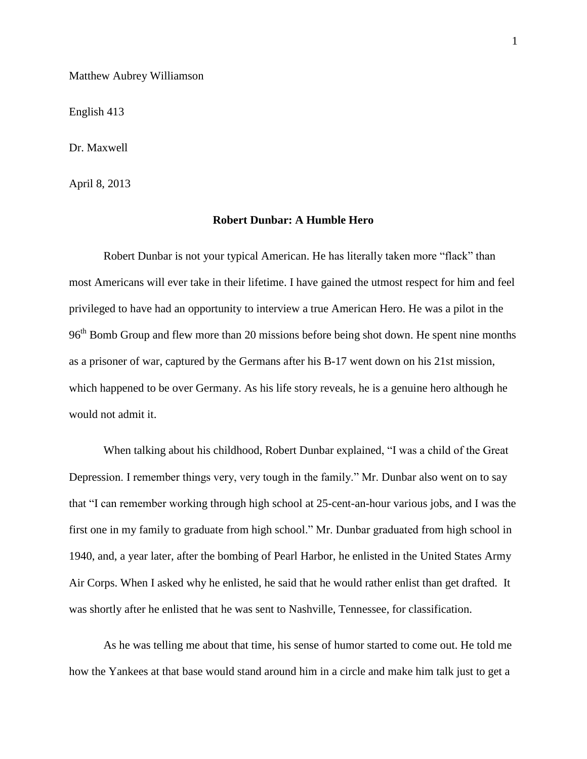Matthew Aubrey Williamson

English 413

Dr. Maxwell

April 8, 2013

# Robert Dunbar: A Humble Hero

Robert Dunbar is not your typical American. He has literally taken more "flack" than most Americans will ever take in their lifetime. I have gained the utmost respect for him and feel privileged to have had an opportunity to interview a true American Hero. He was a pilot in the 96$^{th}$ Bomb Group and flew more than 20 missions before being shot down. He spent nine months as a prisoner of war, captured by the Germans after his B-17 went down on his 21st mission, which happened to be over Germany. As his life story reveals, he is a genuine hero although he would not admit it.

When talking about his childhood, Robert Dunbar explained, "I was a child of the Great Depression. I remember things very, very tough in the family." Mr. Dunbar also went on to say that "I can remember working through high school at 25-cent-an-hour various jobs, and I was the first one in my family to graduate from high school." Mr. Dunbar graduated from high school in 1940, and, a year later, after the bombing of Pearl Harbor, he enlisted in the United States Army Air Corps. When I asked why he enlisted, he said that he would rather enlist than get drafted. It was shortly after he enlisted that he was sent to Nashville, Tennessee, for classification.

As he was telling me about that time, his sense of humor started to come out. He told me how the Yankees at that base would stand around him in a circle and make him talk just to get a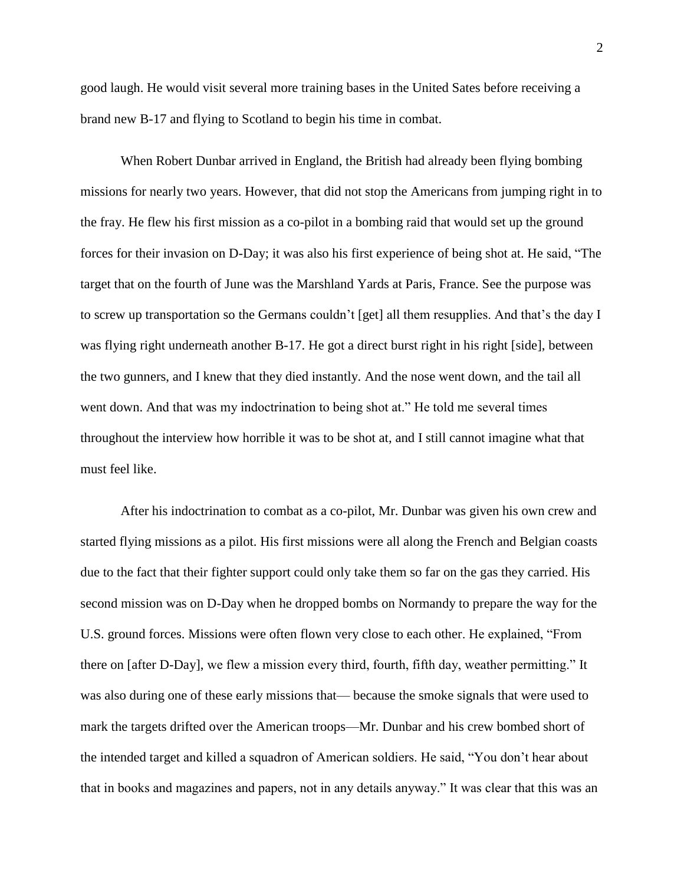good laugh. He would visit several more training bases in the United Sates before receiving a brand new B-17 and flying to Scotland to begin his time in combat.

When Robert Dunbar arrived in England, the British had already been flying bombing missions for nearly two years. However, that did not stop the Americans from jumping right in to the fray. He flew his first mission as a co-pilot in a bombing raid that would set up the ground forces for their invasion on D-Day; it was also his first experience of being shot at. He said, "The target that on the fourth of June was the Marshland Yards at Paris, France. See the purpose was to screw up transportation so the Germans couldn't [get] all them resupplies. And that's the day I was flying right underneath another B-17. He got a direct burst right in his right [side], between the two gunners, and I knew that they died instantly. And the nose went down, and the tail all went down. And that was my indoctrination to being shot at." He told me several times throughout the interview how horrible it was to be shot at, and I still cannot imagine what that must feel like.

After his indoctrination to combat as a co-pilot, Mr. Dunbar was given his own crew and started flying missions as a pilot. His first missions were all along the French and Belgian coasts due to the fact that their fighter support could only take them so far on the gas they carried. His second mission was on D-Day when he dropped bombs on Normandy to prepare the way for the U.S. ground forces. Missions were often flown very close to each other. He explained, "From there on [after D-Day], we flew a mission every third, fourth, fifth day, weather permitting." It was also during one of these early missions that— because the smoke signals that were used to mark the targets drifted over the American troops—Mr. Dunbar and his crew bombed short of the intended target and killed a squadron of American soldiers. He said, "You don't hear about that in books and magazines and papers, not in any details anyway." It was clear that this was an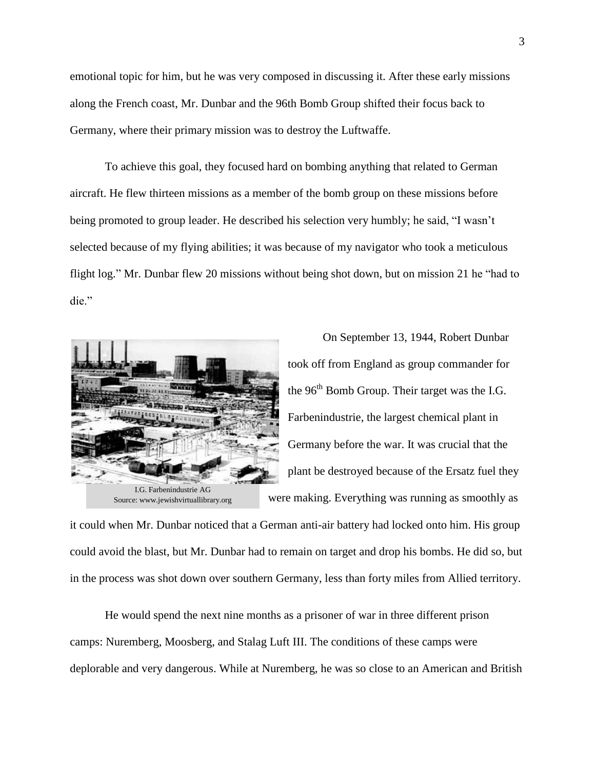emotional topic for him, but he was very composed in discussing it. After these early missions along the French coast, Mr. Dunbar and the 96th Bomb Group shifted their focus back to Germany, where their primary mission was to destroy the Luftwaffe.

To achieve this goal, they focused hard on bombing anything that related to German aircraft. He flew thirteen missions as a member of the bomb group on these missions before being promoted to group leader. He described his selection very humbly; he said, "I wasn't selected because of my flying abilities; it was because of my navigator who took a meticulous flight log." Mr. Dunbar flew 20 missions without being shot down, but on mission 21 he "had to die."

I.G. Farbenindustrie AG
Source: www.jewishvirtuallibrary.org

On September 13, 1944, Robert Dunbar took off from England as group commander for the 96th Bomb Group. Their target was the I.G. Farbenindustrie, the largest chemical plant in Germany before the war. It was crucial that the plant be destroyed because of the Ersatz fuel they were making. Everything was running as smoothly as it could when Mr. Dunbar noticed that a German anti-air battery had locked onto him. His group could avoid the blast, but Mr. Dunbar had to remain on target and drop his bombs. He did so, but in the process was shot down over southern Germany, less than forty miles from Allied territory.

He would spend the next nine months as a prisoner of war in three different prison camps: Nuremberg, Moosberg, and Stalag Luft III. The conditions of these camps were deplorable and very dangerous. While at Nuremberg, he was so close to an American and British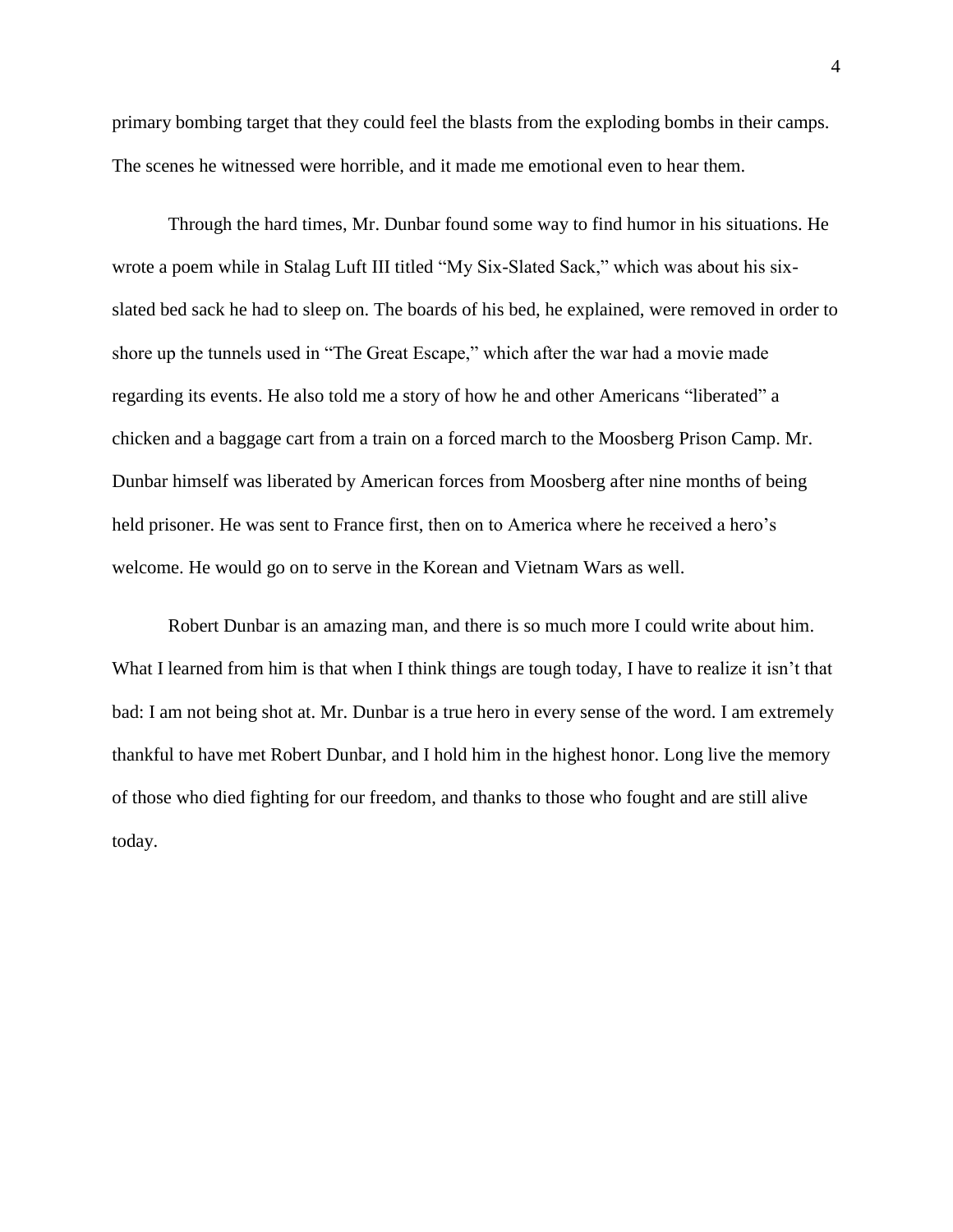primary bombing target that they could feel the blasts from the exploding bombs in their camps. The scenes he witnessed were horrible, and it made me emotional even to hear them.

Through the hard times, Mr. Dunbar found some way to find humor in his situations. He wrote a poem while in Stalag Luft III titled "My Six-Slated Sack," which was about his six-slated bed sack he had to sleep on. The boards of his bed, he explained, were removed in order to shore up the tunnels used in "The Great Escape," which after the war had a movie made regarding its events. He also told me a story of how he and other Americans "liberated" a chicken and a baggage cart from a train on a forced march to the Moosberg Prison Camp. Mr. Dunbar himself was liberated by American forces from Moosberg after nine months of being held prisoner. He was sent to France first, then on to America where he received a hero's welcome. He would go on to serve in the Korean and Vietnam Wars as well.

Robert Dunbar is an amazing man, and there is so much more I could write about him. What I learned from him is that when I think things are tough today, I have to realize it isn't that bad: I am not being shot at. Mr. Dunbar is a true hero in every sense of the word. I am extremely thankful to have met Robert Dunbar, and I hold him in the highest honor. Long live the memory of those who died fighting for our freedom, and thanks to those who fought and are still alive today.